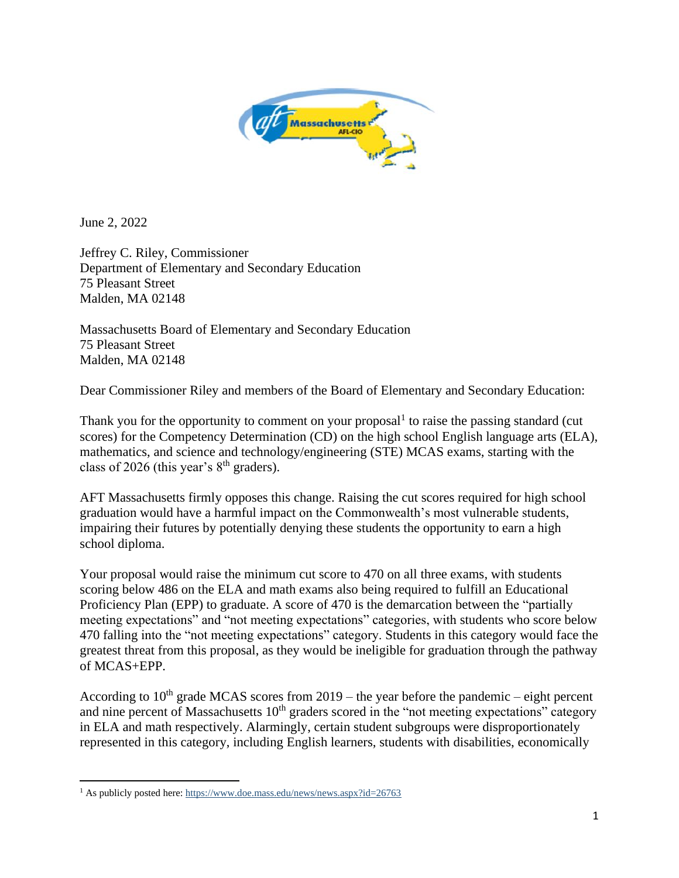June 2, 2022

Jeffrey C. Riley, Commissioner
Department of Elementary and Secondary Education
75 Pleasant Street
Malden, MA 02148

Massachusetts Board of Elementary and Secondary Education
75 Pleasant Street
Malden, MA 02148

Dear Commissioner Riley and members of the Board of Elementary and Secondary Education:

Thank you for the opportunity to comment on your proposal[1] to raise the passing standard (cut scores) for the Competency Determination (CD) on the high school English language arts (ELA), mathematics, and science and technology/engineering (STE) MCAS exams, starting with the class of 2026 (this year's 8th graders).

AFT Massachusetts firmly opposes this change. Raising the cut scores required for high school graduation would have a harmful impact on the Commonwealth's most vulnerable students, impairing their futures by potentially denying these students the opportunity to earn a high school diploma.

Your proposal would raise the minimum cut score to 470 on all three exams, with students scoring below 486 on the ELA and math exams also being required to fulfill an Educational Proficiency Plan (EPP) to graduate. A score of 470 is the demarcation between the "partially meeting expectations" and "not meeting expectations" categories, with students who score below 470 falling into the "not meeting expectations" category. Students in this category would face the greatest threat from this proposal, as they would be ineligible for graduation through the pathway of MCAS+EPP.

According to 10th grade MCAS scores from 2019 – the year before the pandemic – eight percent and nine percent of Massachusetts 10th graders scored in the "not meeting expectations" category in ELA and math respectively. Alarmingly, certain student subgroups were disproportionately represented in this category, including English learners, students with disabilities, economically

[1] As publicly posted here: https://www.doe.mass.edu/news/news.aspx?id=26763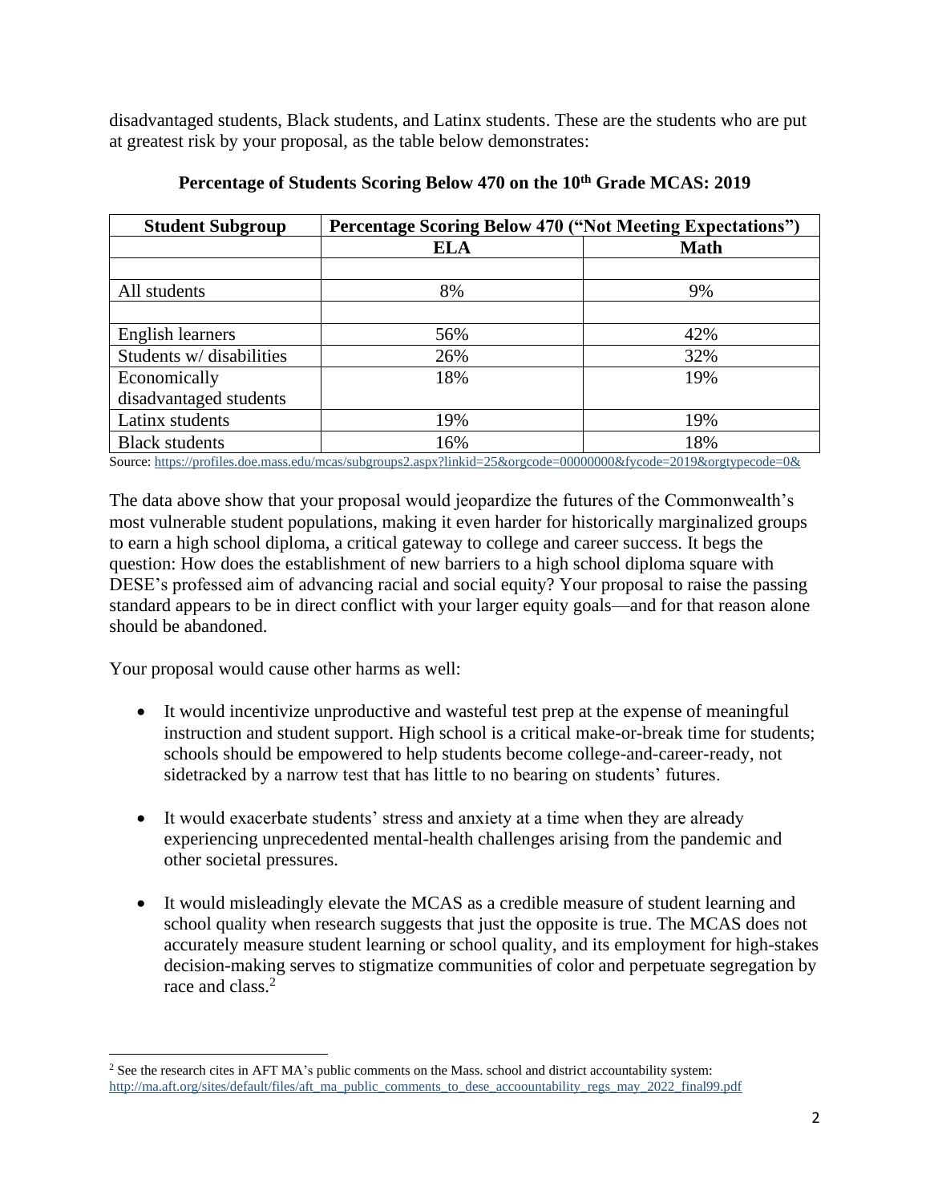disadvantaged students, Black students, and Latinx students. These are the students who are put at greatest risk by your proposal, as the table below demonstrates:

**Percentage of Students Scoring Below 470 on the 10th Grade MCAS: 2019**

| Student Subgroup | Percentage Scoring Below 470 ("Not Meeting Expectations") | |
|---|---|---|
| | **ELA** | **Math** |
| | | |
| All students | 8% | 9% |
| | | |
| English learners | 56% | 42% |
| Students w/ disabilities | 26% | 32% |
| Economically disadvantaged students | 18% | 19% |
| Latinx students | 19% | 19% |
| Black students | 16% | 18% |

Source: https://profiles.doe.mass.edu/mcas/subgroups2.aspx?linkid=25&orgcode=00000000&fycode=2019&orgtypecode=0&

The data above show that your proposal would jeopardize the futures of the Commonwealth's most vulnerable student populations, making it even harder for historically marginalized groups to earn a high school diploma, a critical gateway to college and career success. It begs the question: How does the establishment of new barriers to a high school diploma square with DESE's professed aim of advancing racial and social equity? Your proposal to raise the passing standard appears to be in direct conflict with your larger equity goals—and for that reason alone should be abandoned.

Your proposal would cause other harms as well:

- It would incentivize unproductive and wasteful test prep at the expense of meaningful instruction and student support. High school is a critical make-or-break time for students; schools should be empowered to help students become college-and-career-ready, not sidetracked by a narrow test that has little to no bearing on students' futures.

- It would exacerbate students' stress and anxiety at a time when they are already experiencing unprecedented mental-health challenges arising from the pandemic and other societal pressures.

- It would misleadingly elevate the MCAS as a credible measure of student learning and school quality when research suggests that just the opposite is true. The MCAS does not accurately measure student learning or school quality, and its employment for high-stakes decision-making serves to stigmatize communities of color and perpetuate segregation by race and class.[2]

[2] See the research cites in AFT MA's public comments on the Mass. school and district accountability system: http://ma.aft.org/sites/default/files/aft_ma_public_comments_to_dese_accoountability_regs_may_2022_final99.pdf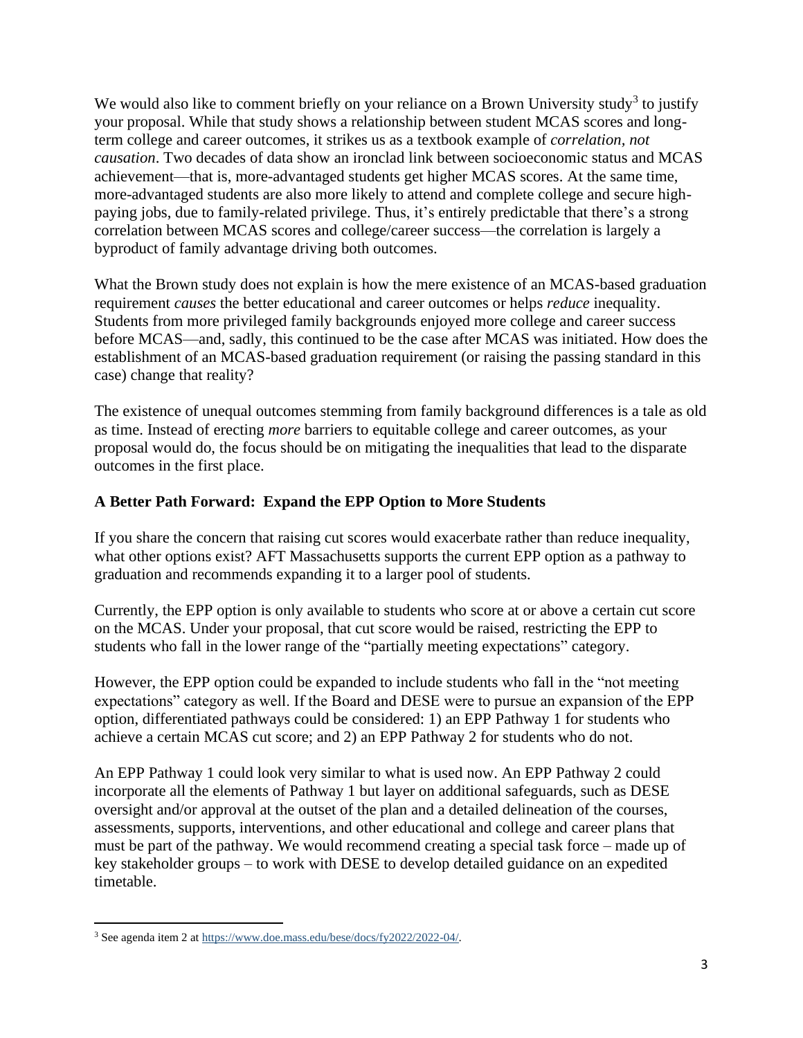We would also like to comment briefly on your reliance on a Brown University study[3] to justify your proposal. While that study shows a relationship between student MCAS scores and long-term college and career outcomes, it strikes us as a textbook example of *correlation, not causation*. Two decades of data show an ironclad link between socioeconomic status and MCAS achievement—that is, more-advantaged students get higher MCAS scores. At the same time, more-advantaged students are also more likely to attend and complete college and secure high-paying jobs, due to family-related privilege. Thus, it's entirely predictable that there's a strong correlation between MCAS scores and college/career success—the correlation is largely a byproduct of family advantage driving both outcomes.

What the Brown study does not explain is how the mere existence of an MCAS-based graduation requirement *causes* the better educational and career outcomes or helps *reduce* inequality. Students from more privileged family backgrounds enjoyed more college and career success before MCAS—and, sadly, this continued to be the case after MCAS was initiated. How does the establishment of an MCAS-based graduation requirement (or raising the passing standard in this case) change that reality?

The existence of unequal outcomes stemming from family background differences is a tale as old as time. Instead of erecting *more* barriers to equitable college and career outcomes, as your proposal would do, the focus should be on mitigating the inequalities that lead to the disparate outcomes in the first place.

**A Better Path Forward: Expand the EPP Option to More Students**

If you share the concern that raising cut scores would exacerbate rather than reduce inequality, what other options exist? AFT Massachusetts supports the current EPP option as a pathway to graduation and recommends expanding it to a larger pool of students.

Currently, the EPP option is only available to students who score at or above a certain cut score on the MCAS. Under your proposal, that cut score would be raised, restricting the EPP to students who fall in the lower range of the "partially meeting expectations" category.

However, the EPP option could be expanded to include students who fall in the "not meeting expectations" category as well. If the Board and DESE were to pursue an expansion of the EPP option, differentiated pathways could be considered: 1) an EPP Pathway 1 for students who achieve a certain MCAS cut score; and 2) an EPP Pathway 2 for students who do not.

An EPP Pathway 1 could look very similar to what is used now. An EPP Pathway 2 could incorporate all the elements of Pathway 1 but layer on additional safeguards, such as DESE oversight and/or approval at the outset of the plan and a detailed delineation of the courses, assessments, supports, interventions, and other educational and college and career plans that must be part of the pathway. We would recommend creating a special task force – made up of key stakeholder groups – to work with DESE to develop detailed guidance on an expedited timetable.

[3] See agenda item 2 at https://www.doe.mass.edu/bese/docs/fy2022/2022-04/.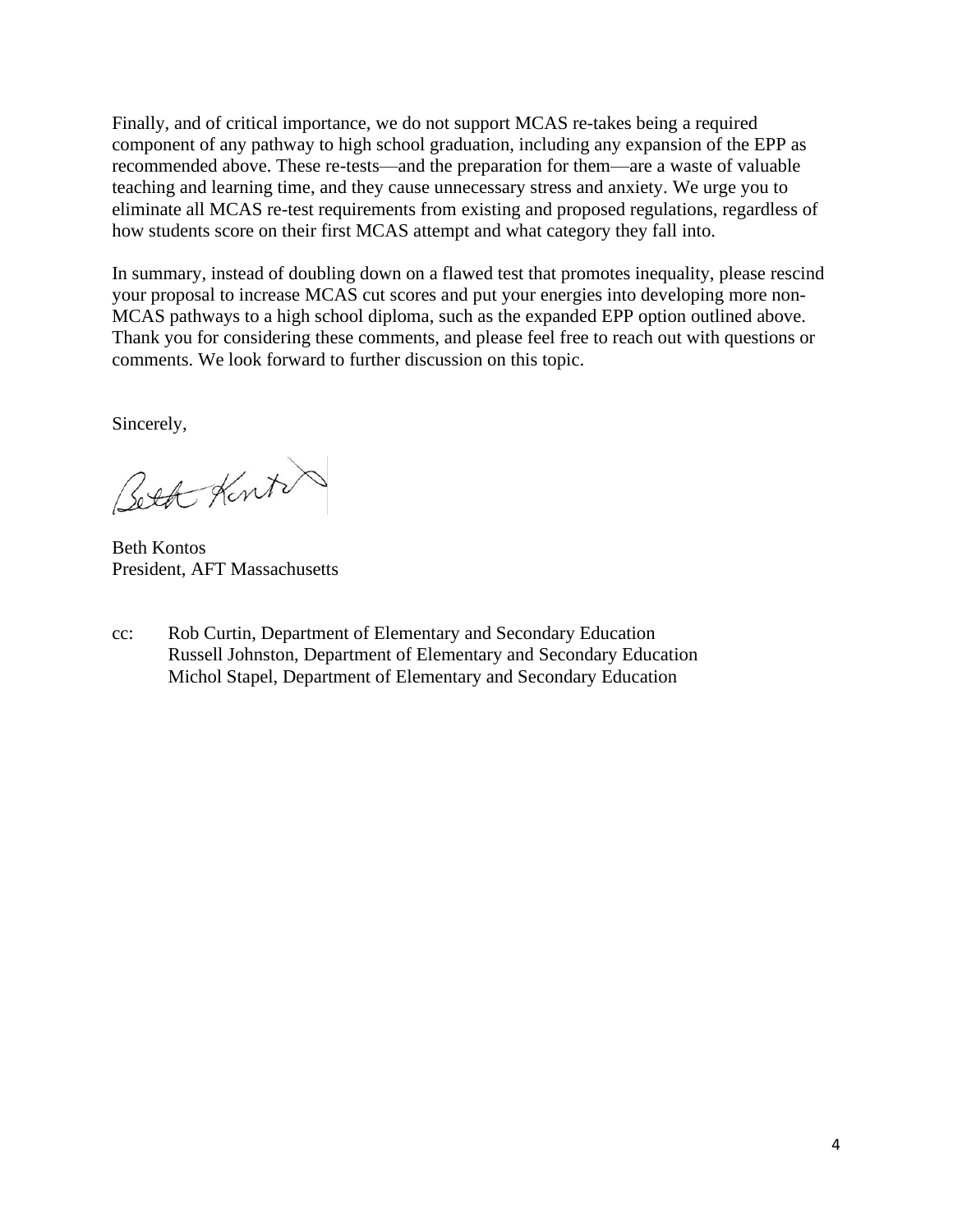Finally, and of critical importance, we do not support MCAS re-takes being a required component of any pathway to high school graduation, including any expansion of the EPP as recommended above. These re-tests—and the preparation for them—are a waste of valuable teaching and learning time, and they cause unnecessary stress and anxiety. We urge you to eliminate all MCAS re-test requirements from existing and proposed regulations, regardless of how students score on their first MCAS attempt and what category they fall into.

In summary, instead of doubling down on a flawed test that promotes inequality, please rescind your proposal to increase MCAS cut scores and put your energies into developing more non-MCAS pathways to a high school diploma, such as the expanded EPP option outlined above. Thank you for considering these comments, and please feel free to reach out with questions or comments. We look forward to further discussion on this topic.

Sincerely,

Beth Kontos

Beth Kontos
President, AFT Massachusetts

cc: Rob Curtin, Department of Elementary and Secondary Education
Russell Johnston, Department of Elementary and Secondary Education
Michol Stapel, Department of Elementary and Secondary Education